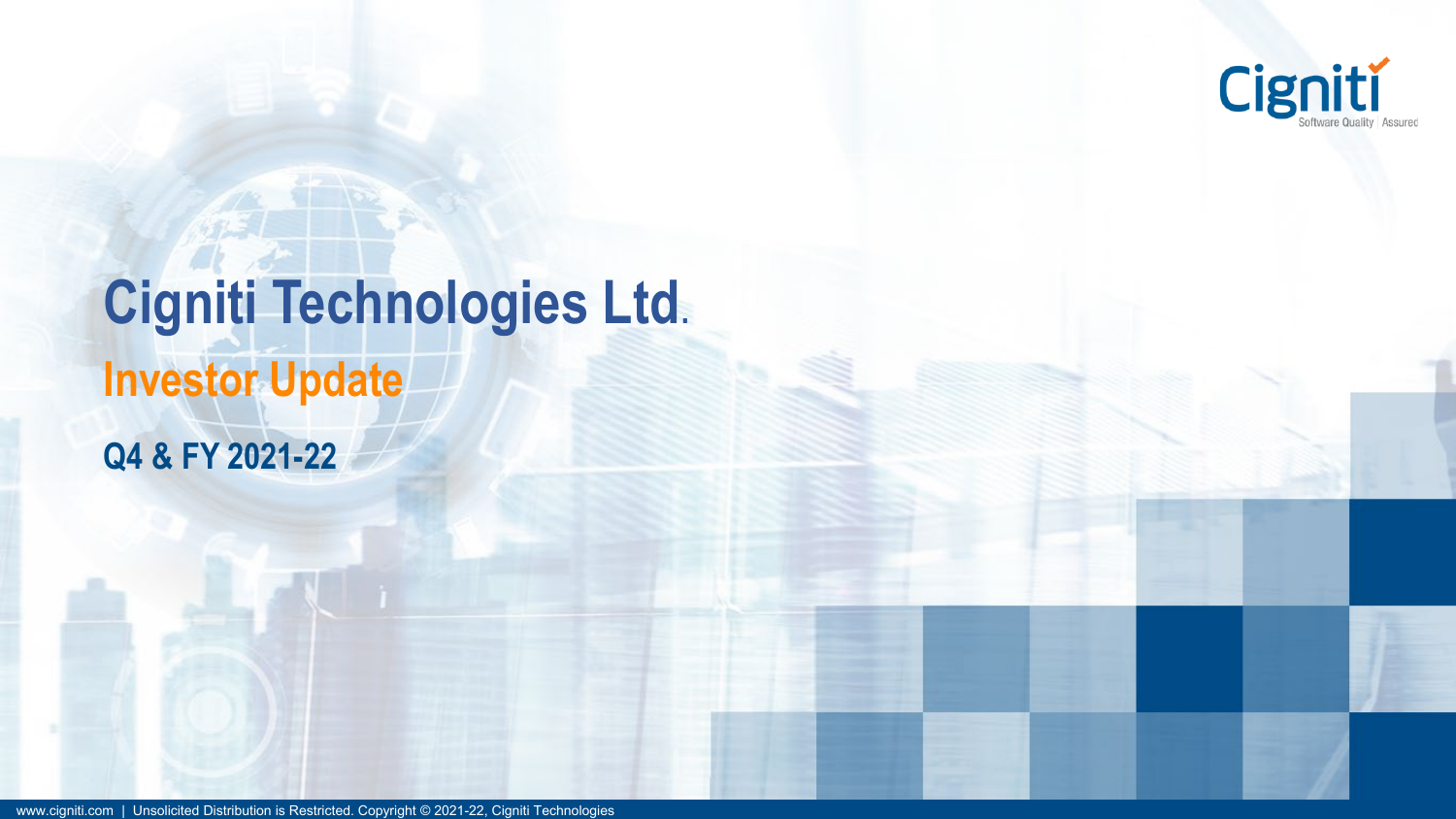# Cigniti Technologies Ltd.

## Investor Update

### Q4 & FY 2021-22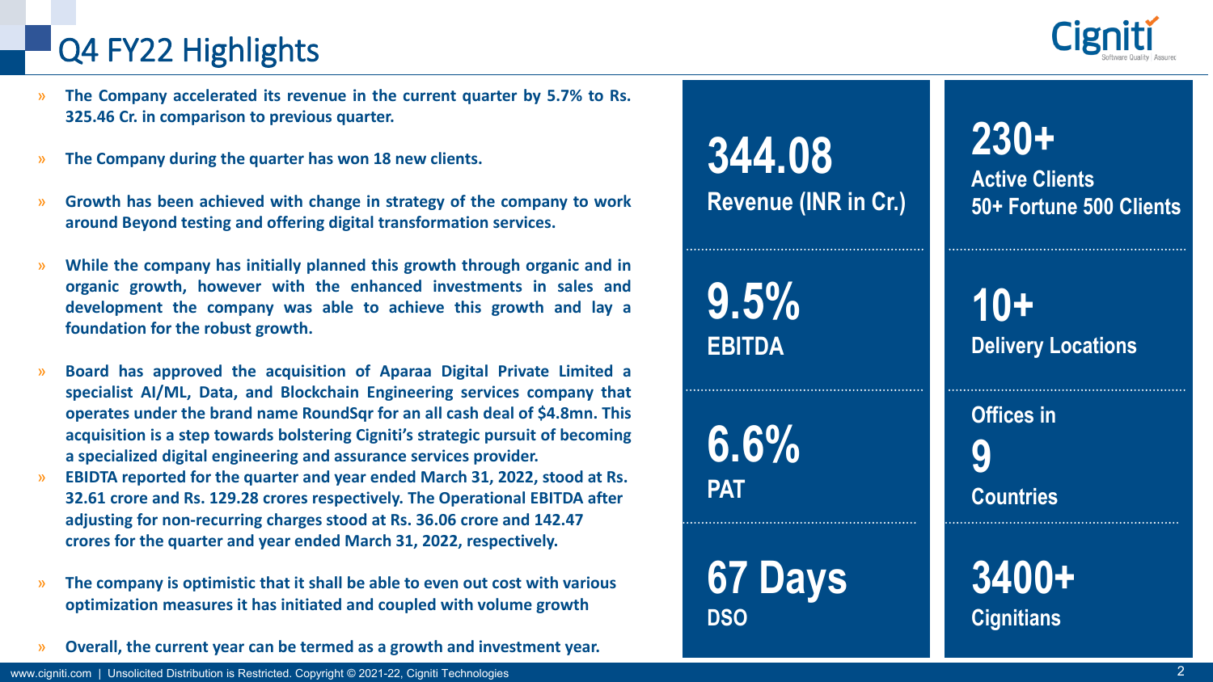# Q4 FY22 Highlights

- **The Company accelerated its revenue in the current quarter by 5.7% to Rs. 325.46 Cr. in comparison to previous quarter.**
- **The Company during the quarter has won 18 new clients.**
- **Growth has been achieved with change in strategy of the company to work around Beyond testing and offering digital transformation services.**
- **While the company has initially planned this growth through organic and in organic growth, however with the enhanced investments in sales and development the company was able to achieve this growth and lay a foundation for the robust growth.**
- **Board has approved the acquisition of Aparaa Digital Private Limited a specialist AI/ML, Data, and Blockchain Engineering services company that operates under the brand name RoundSqr for an all cash deal of $4.8mn. This acquisition is a step towards bolstering Cigniti's strategic pursuit of becoming a specialized digital engineering and assurance services provider.**
- **EBIDTA reported for the quarter and year ended March 31, 2022, stood at Rs. 32.61 crore and Rs. 129.28 crores respectively. The Operational EBITDA after adjusting for non-recurring charges stood at Rs. 36.06 crore and 142.47 crores for the quarter and year ended March 31, 2022, respectively.**
- **The company is optimistic that it shall be able to even out cost with various optimization measures it has initiated and coupled with volume growth**
- **Overall, the current year can be termed as a growth and investment year.**

**344.08**
**Revenue (INR in Cr.)**

**9.5%**
**EBITDA**

**6.6%**
**PAT**

**67 Days**
**DSO**

**230+**
**Active Clients**
**50+ Fortune 500 Clients**

**10+**
**Delivery Locations**

**Offices in 9 Countries**

**3400+**
**Cignitians**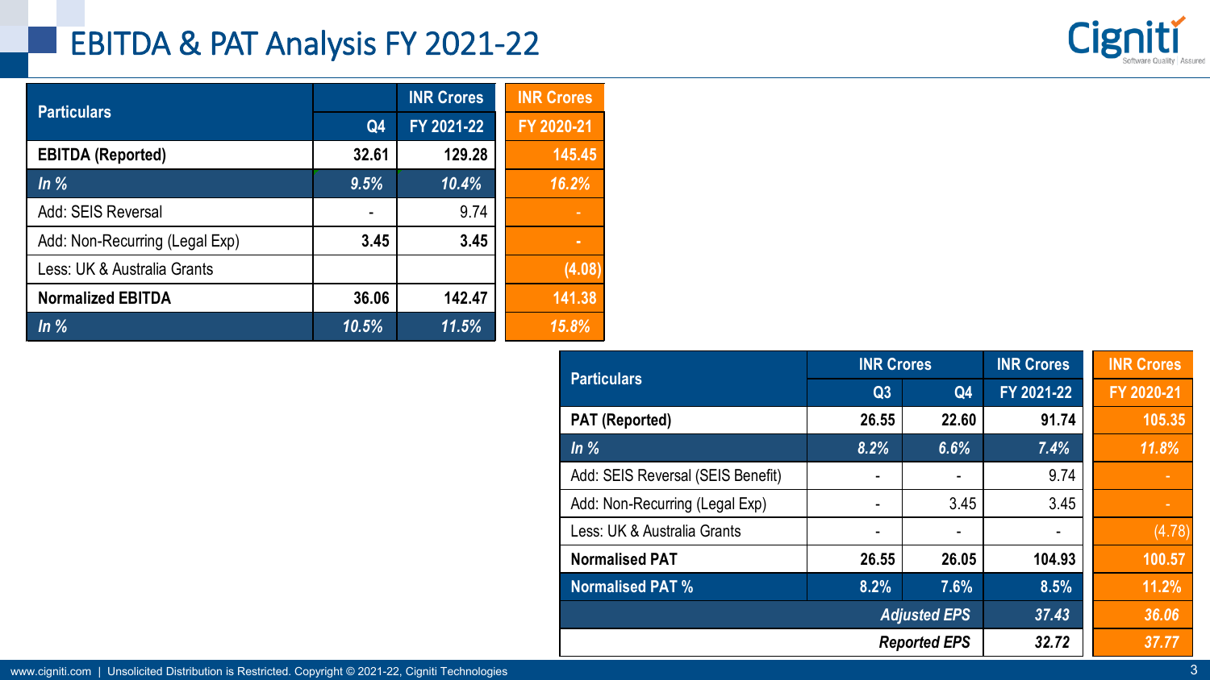# EBITDA & PAT Analysis FY 2021-22

| Particulars | INR Crores | | INR Crores |
|---|---|---|---|
| | Q4 | FY 2021-22 | FY 2020-21 |
| **EBITDA (Reported)** | **32.61** | **129.28** | **145.45** |
| *In %* | *9.5%* | *10.4%* | *16.2%* |
| Add: SEIS Reversal | - | 9.74 | - |
| Add: Non-Recurring (Legal Exp) | **3.45** | **3.45** | - |
| Less: UK & Australia Grants | | | (4.08) |
| **Normalized EBITDA** | **36.06** | **142.47** | **141.38** |
| *In %* | *10.5%* | *11.5%* | *15.8%* |

| Particulars | INR Crores | | INR Crores | INR Crores |
|---|---|---|---|---|
| | Q3 | Q4 | FY 2021-22 | FY 2020-21 |
| **PAT (Reported)** | **26.55** | **22.60** | **91.74** | **105.35** |
| *In %* | *8.2%* | *6.6%* | *7.4%* | *11.8%* |
| Add: SEIS Reversal (SEIS Benefit) | - | - | 9.74 | - |
| Add: Non-Recurring (Legal Exp) | - | 3.45 | 3.45 | - |
| Less: UK & Australia Grants | - | - | - | (4.78) |
| **Normalised PAT** | **26.55** | **26.05** | **104.93** | **100.57** |
| **Normalised PAT %** | **8.2%** | **7.6%** | **8.5%** | **11.2%** |
| | | ***Adjusted EPS*** | ***37.43*** | ***36.06*** |
| | | ***Reported EPS*** | ***32.72*** | ***37.77*** |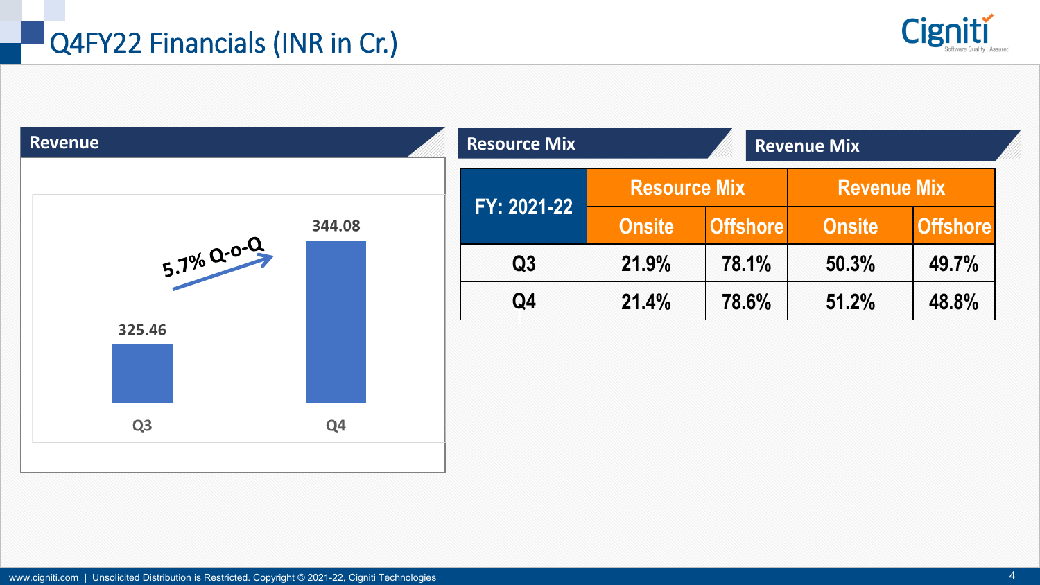# Q4FY22 Financials (INR in Cr.)

## Revenue

| Quarter | Revenue |
|---|---|
| Q3 | 325.46 |
| Q4 | 344.08 |

5.7% Q-o-Q

## Resource Mix

## Revenue Mix

| FY: 2021-22 | Resource Mix | | Revenue Mix | |
|---|---|---|---|---|
| | Onsite | Offshore | Onsite | Offshore |
| Q3 | 21.9% | 78.1% | 50.3% | 49.7% |
| Q4 | 21.4% | 78.6% | 51.2% | 48.8% |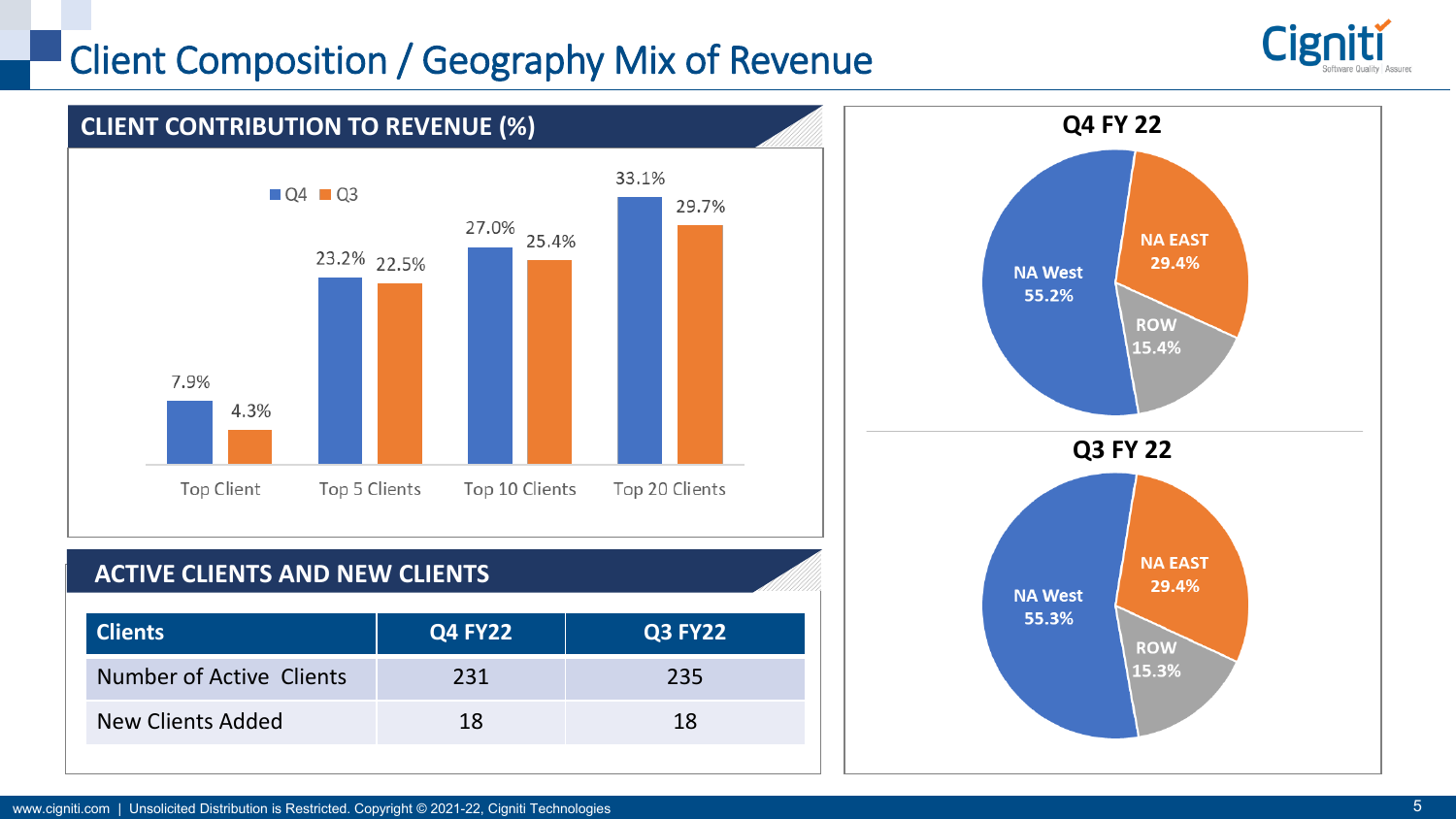# Client Composition / Geography Mix of Revenue

## CLIENT CONTRIBUTION TO REVENUE (%)

| | Q4 | Q3 |
|---|---|---|
| Top Client | 7.9% | 4.3% |
| Top 5 Clients | 23.2% | 22.5% |
| Top 10 Clients | 27.0% | 25.4% |
| Top 20 Clients | 33.1% | 29.7% |

## ACTIVE CLIENTS AND NEW CLIENTS

| Clients | Q4 FY22 | Q3 FY22 |
|---|---|---|
| Number of Active Clients | 231 | 235 |
| New Clients Added | 18 | 18 |

## Q4 FY 22

| Geography | Share |
|---|---|
| NA West | 55.2% |
| NA EAST | 29.4% |
| ROW | 15.4% |

## Q3 FY 22

| Geography | Share |
|---|---|
| NA West | 55.3% |
| NA EAST | 29.4% |
| ROW | 15.3% |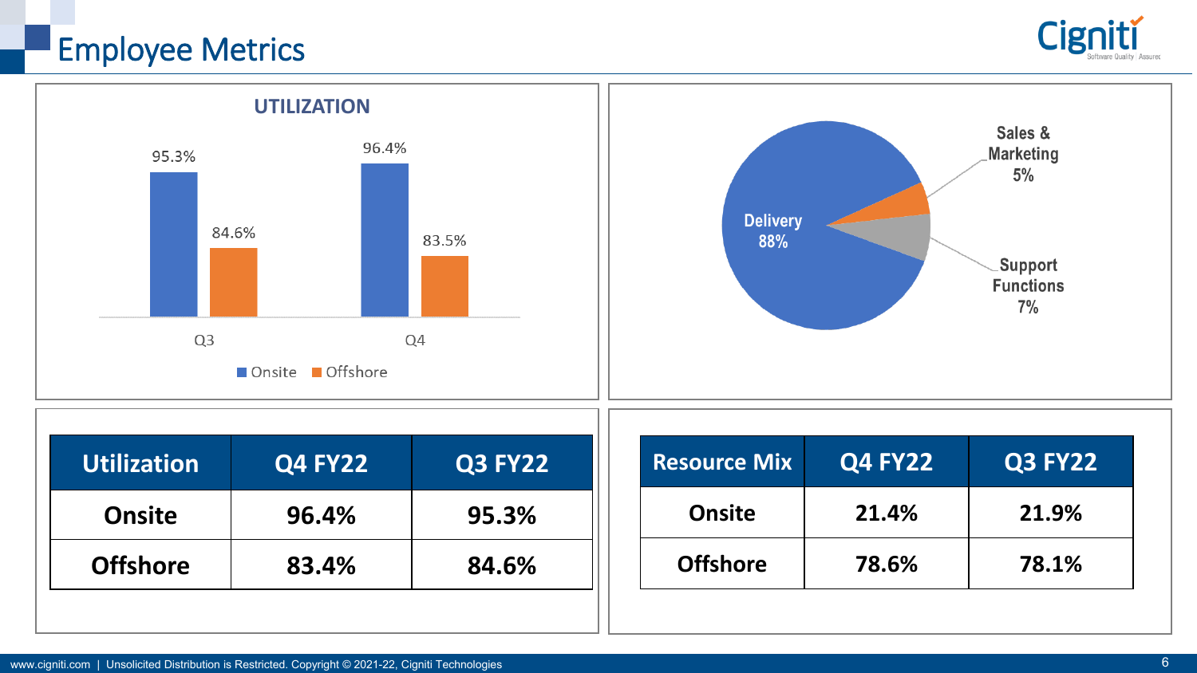# Employee Metrics

**UTILIZATION**

| | Onsite | Offshore |
|---|---|---|
| Q3 | 95.3% | 84.6% |
| Q4 | 96.4% | 83.5% |

- Delivery 88%
- Sales & Marketing 5%
- Support Functions 7%

| Utilization | Q4 FY22 | Q3 FY22 |
|---|---|---|
| Onsite | 96.4% | 95.3% |
| Offshore | 83.4% | 84.6% |

| Resource Mix | Q4 FY22 | Q3 FY22 |
|---|---|---|
| Onsite | 21.4% | 21.9% |
| Offshore | 78.6% | 78.1% |

www.cigniti.com | Unsolicited Distribution is Restricted. Copyright © 2021-22, Cigniti Technologies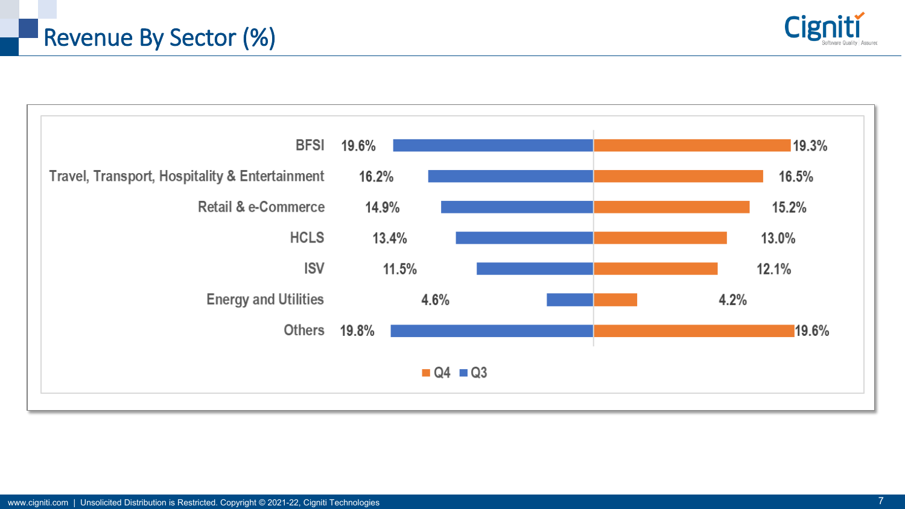# Revenue By Sector (%)

| Sector | Q3 | Q4 |
| --- | --- | --- |
| BFSI | 19.6% | 19.3% |
| Travel, Transport, Hospitality & Entertainment | 16.2% | 16.5% |
| Retail & e-Commerce | 14.9% | 15.2% |
| HCLS | 13.4% | 13.0% |
| ISV | 11.5% | 12.1% |
| Energy and Utilities | 4.6% | 4.2% |
| Others | 19.8% | 19.6% |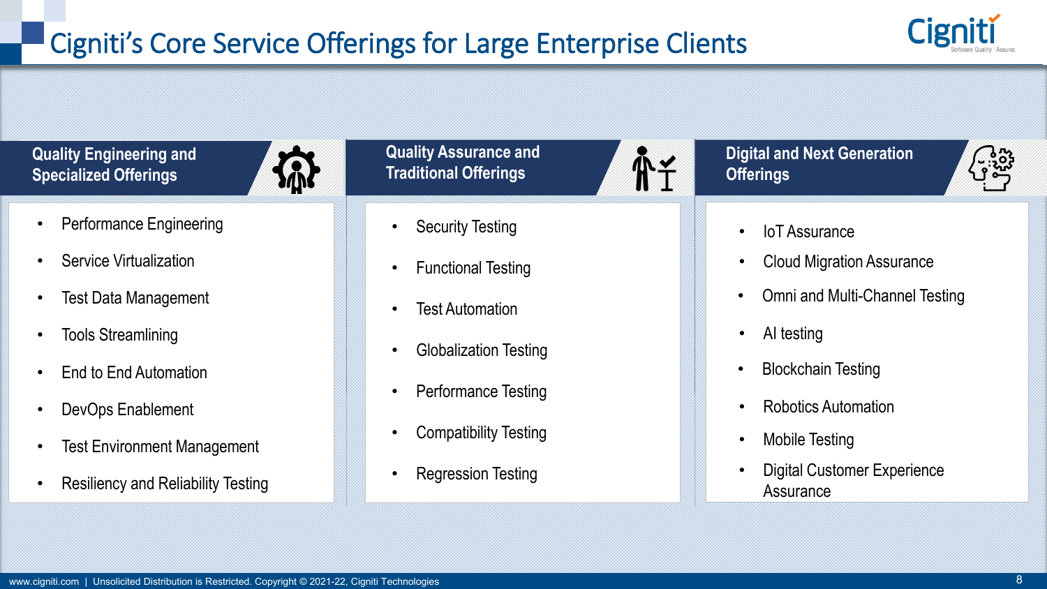# Cigniti's Core Service Offerings for Large Enterprise Clients

## Quality Engineering and Specialized Offerings

- Performance Engineering
- Service Virtualization
- Test Data Management
- Tools Streamlining
- End to End Automation
- DevOps Enablement
- Test Environment Management
- Resiliency and Reliability Testing

## Quality Assurance and Traditional Offerings

- Security Testing
- Functional Testing
- Test Automation
- Globalization Testing
- Performance Testing
- Compatibility Testing
- Regression Testing

## Digital and Next Generation Offerings

- IoT Assurance
- Cloud Migration Assurance
- Omni and Multi-Channel Testing
- AI testing
- Blockchain Testing
- Robotics Automation
- Mobile Testing
- Digital Customer Experience Assurance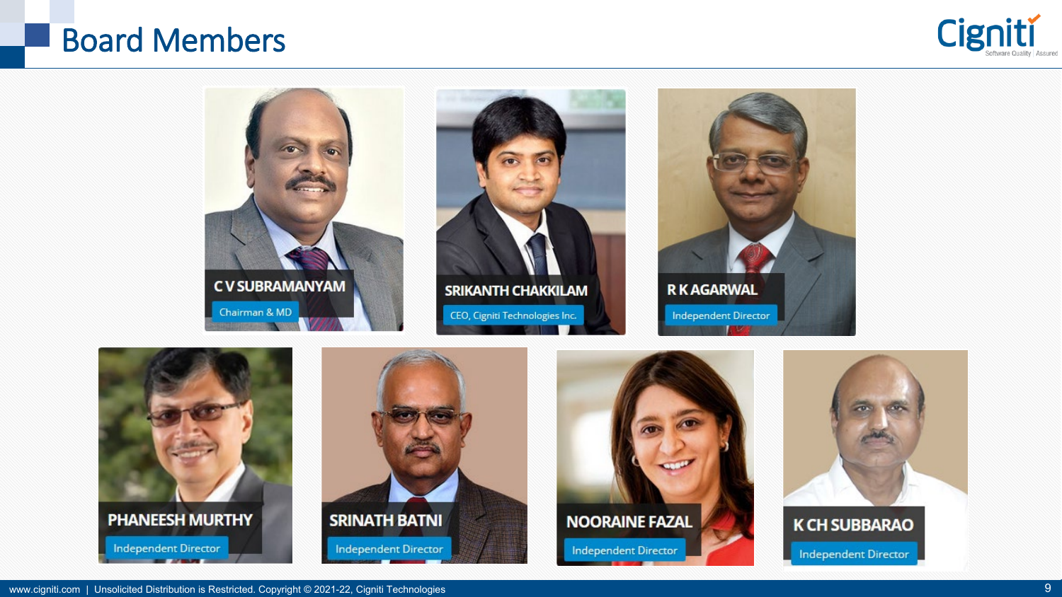# Board Members

**C V SUBRAMANYAM**
Chairman & MD

**SRIKANTH CHAKKILAM**
CEO, Cigniti Technologies Inc.

**R K AGARWAL**
Independent Director

**PHANEESH MURTHY**
Independent Director

**SRINATH BATNI**
Independent Director

**NOORAINE FAZAL**
Independent Director

**K CH SUBBARAO**
Independent Director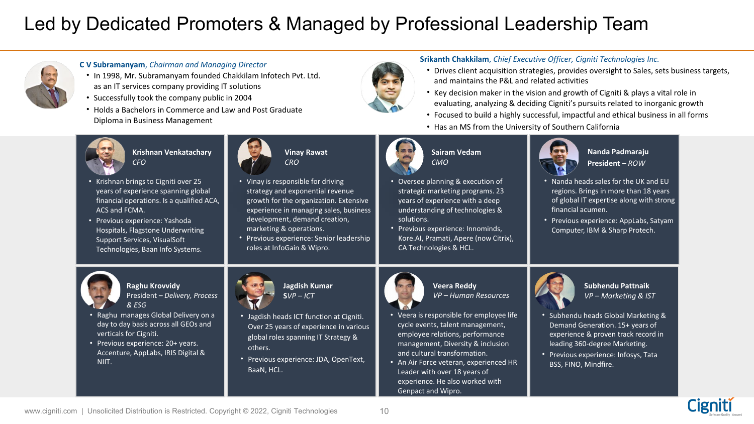# Led by Dedicated Promoters & Managed by Professional Leadership Team

**C V Subramanyam**, *Chairman and Managing Director*

- In 1998, Mr. Subramanyam founded Chakkilam Infotech Pvt. Ltd. as an IT services company providing IT solutions
- Successfully took the company public in 2004
- Holds a Bachelors in Commerce and Law and Post Graduate Diploma in Business Management

**Srikanth Chakkilam**, *Chief Executive Officer, Cigniti Technologies Inc.*

- Drives client acquisition strategies, provides oversight to Sales, sets business targets, and maintains the P&L and related activities
- Key decision maker in the vision and growth of Cigniti & plays a vital role in evaluating, analyzing & deciding Cigniti's pursuits related to inorganic growth
- Focused to build a highly successful, impactful and ethical business in all forms
- Has an MS from the University of Southern California

**Krishnan Venkatachary**
*CFO*

- Krishnan brings to Cigniti over 25 years of experience spanning global financial operations. Is a qualified ACA, ACS and FCMA.
- Previous experience: Yashoda Hospitals, Flagstone Underwriting Support Services, VisualSoft Technologies, Baan Info Systems.

**Vinay Rawat**
*CRO*

- Vinay is responsible for driving strategy and exponential revenue growth for the organization. Extensive experience in managing sales, business development, demand creation, marketing & operations.
- Previous experience: Senior leadership roles at InfoGain & Wipro.

**Sairam Vedam**
*CMO*

- Oversee planning & execution of strategic marketing programs. 23 years of experience with a deep understanding of technologies & solutions.
- Previous experience: Innominds, Kore.AI, Pramati, Apere (now Citrix), CA Technologies & HCL.

**Nanda Padmaraju**
**President** – *ROW*

- Nanda heads sales for the UK and EU regions. Brings in more than 18 years of global IT expertise along with strong financial acumen.
- Previous experience: AppLabs, Satyam Computer, IBM & Sharp Protech.

**Raghu Krovvidy**
President – *Delivery, Process & ESG*

- Raghu manages Global Delivery on a day to day basis across all GEOs and verticals for Cigniti.
- Previous experience: 20+ years. Accenture, AppLabs, IRIS Digital & NIIT.

**Jagdish Kumar**
S*VP – ICT*

- Jagdish heads ICT function at Cigniti. Over 25 years of experience in various global roles spanning IT Strategy & others.
- Previous experience: JDA, OpenText, BaaN, HCL.

**Veera Reddy**
*VP – Human Resources*

- Veera is responsible for employee life cycle events, talent management, employee relations, performance management, Diversity & inclusion and cultural transformation.
- An Air Force veteran, experienced HR Leader with over 18 years of experience. He also worked with Genpact and Wipro.

**Subhendu Pattnaik**
*VP – Marketing & IST*

- Subhendu heads Global Marketing & Demand Generation. 15+ years of experience & proven track record in leading 360-degree Marketing.
- Previous experience: Infosys, Tata BSS, FINO, Mindfire.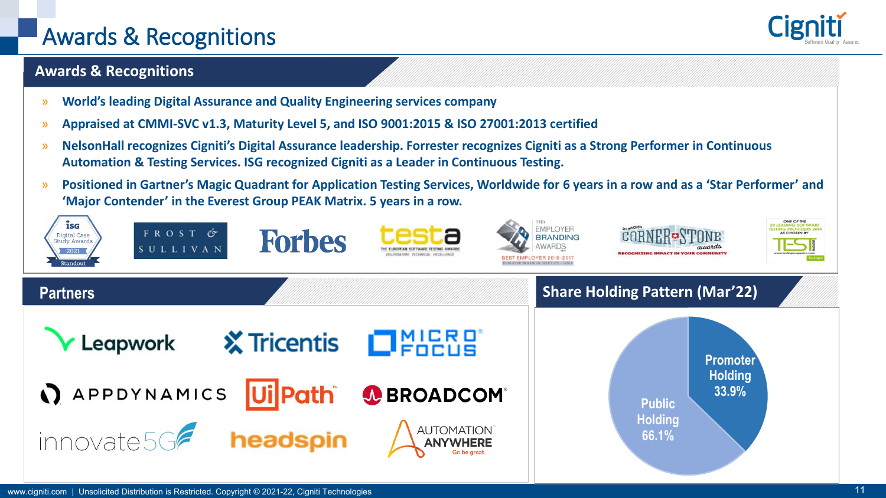# Awards & Recognitions

## Awards & Recognitions

- **World's leading Digital Assurance and Quality Engineering services company**
- **Appraised at CMMI-SVC v1.3, Maturity Level 5, and ISO 9001:2015 & ISO 27001:2013 certified**
- **NelsonHall recognizes Cigniti's Digital Assurance leadership. Forrester recognizes Cigniti as a Strong Performer in Continuous Automation & Testing Services. ISG recognized Cigniti as a Leader in Continuous Testing.**
- **Positioned in Gartner's Magic Quadrant for Application Testing Services, Worldwide for 6 years in a row and as a 'Star Performer' and 'Major Contender' in the Everest Group PEAK Matrix. 5 years in a row.**

ISG Digital Case Study Awards 2021 Standout | Frost & Sullivan | Forbes | testa – The European Software Testing Awards | 11th Employer Branding Awards – Best Employer 2016-2017 | SmartCEO's Corner Stone Awards – Recognizing Impact in Your Community | TEST Magazine – One of the 20 Leading Software Testing Providers 2014

## Partners

Leapwork, Tricentis, Micro Focus, AppDynamics, UiPath, Broadcom, innovate5G, headspin, Automation Anywhere

## Share Holding Pattern (Mar'22)

- Promoter Holding 33.9%
- Public Holding 66.1%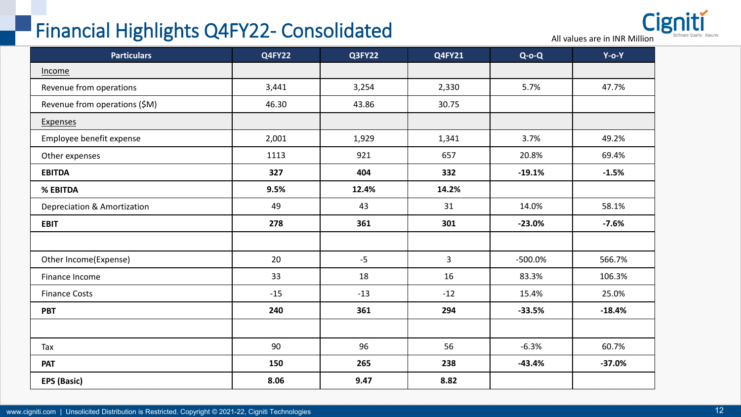# Financial Highlights Q4FY22- Consolidated

All values are in INR Million

| Particulars | Q4FY22 | Q3FY22 | Q4FY21 | Q-o-Q | Y-o-Y |
|---|---|---|---|---|---|
| Income | | | | | |
| Revenue from operations | 3,441 | 3,254 | 2,330 | 5.7% | 47.7% |
| Revenue from operations ($M) | 46.30 | 43.86 | 30.75 | | |
| Expenses | | | | | |
| Employee benefit expense | 2,001 | 1,929 | 1,341 | 3.7% | 49.2% |
| Other expenses | 1113 | 921 | 657 | 20.8% | 69.4% |
| **EBITDA** | **327** | **404** | **332** | **-19.1%** | **-1.5%** |
| **% EBITDA** | **9.5%** | **12.4%** | **14.2%** | | |
| Depreciation & Amortization | 49 | 43 | 31 | 14.0% | 58.1% |
| **EBIT** | **278** | **361** | **301** | **-23.0%** | **-7.6%** |
| | | | | | |
| Other Income(Expense) | 20 | -5 | 3 | -500.0% | 566.7% |
| Finance Income | 33 | 18 | 16 | 83.3% | 106.3% |
| Finance Costs | -15 | -13 | -12 | 15.4% | 25.0% |
| **PBT** | **240** | **361** | **294** | **-33.5%** | **-18.4%** |
| | | | | | |
| Tax | 90 | 96 | 56 | -6.3% | 60.7% |
| **PAT** | **150** | **265** | **238** | **-43.4%** | **-37.0%** |
| **EPS (Basic)** | **8.06** | **9.47** | **8.82** | | |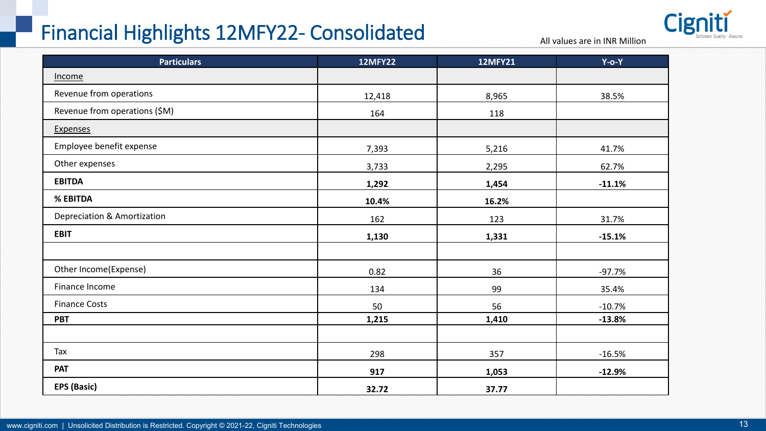# Financial Highlights 12MFY22- Consolidated

All values are in INR Million

| Particulars | 12MFY22 | 12MFY21 | Y-o-Y |
|---|---|---|---|
| Income | | | |
| Revenue from operations | 12,418 | 8,965 | 38.5% |
| Revenue from operations ($M) | 164 | 118 | |
| Expenses | | | |
| Employee benefit expense | 7,393 | 5,216 | 41.7% |
| Other expenses | 3,733 | 2,295 | 62.7% |
| **EBITDA** | **1,292** | **1,454** | **-11.1%** |
| **% EBITDA** | **10.4%** | **16.2%** | |
| Depreciation & Amortization | 162 | 123 | 31.7% |
| **EBIT** | **1,130** | **1,331** | **-15.1%** |
| | | | |
| Other Income(Expense) | 0.82 | 36 | -97.7% |
| Finance Income | 134 | 99 | 35.4% |
| Finance Costs | 50 | 56 | -10.7% |
| **PBT** | **1,215** | **1,410** | **-13.8%** |
| | | | |
| Tax | 298 | 357 | -16.5% |
| **PAT** | **917** | **1,053** | **-12.9%** |
| **EPS (Basic)** | **32.72** | **37.77** | |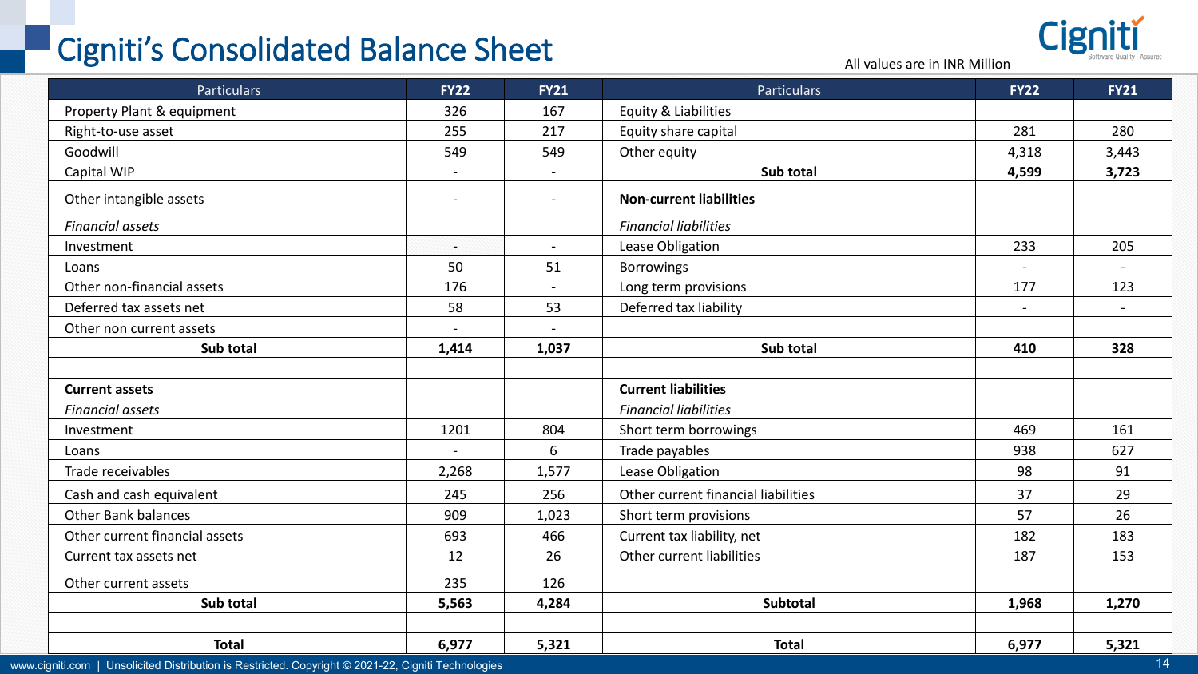# Cigniti's Consolidated Balance Sheet

All values are in INR Million

| Particulars | FY22 | FY21 | Particulars | FY22 | FY21 |
|---|---|---|---|---|---|
| Property Plant & equipment | 326 | 167 | Equity & Liabilities | | |
| Right-to-use asset | 255 | 217 | Equity share capital | 281 | 280 |
| Goodwill | 549 | 549 | Other equity | 4,318 | 3,443 |
| Capital WIP | - | - | **Sub total** | **4,599** | **3,723** |
| Other intangible assets | - | - | **Non-current liabilities** | | |
| *Financial assets* | | | *Financial liabilities* | | |
| Investment | - | - | Lease Obligation | 233 | 205 |
| Loans | 50 | 51 | Borrowings | - | - |
| Other non-financial assets | 176 | - | Long term provisions | 177 | 123 |
| Deferred tax assets net | 58 | 53 | Deferred tax liability | - | - |
| Other non current assets | - | - | | | |
| **Sub total** | **1,414** | **1,037** | **Sub total** | **410** | **328** |
| | | | | | |
| **Current assets** | | | **Current liabilities** | | |
| *Financial assets* | | | *Financial liabilities* | | |
| Investment | 1201 | 804 | Short term borrowings | 469 | 161 |
| Loans | - | 6 | Trade payables | 938 | 627 |
| Trade receivables | 2,268 | 1,577 | Lease Obligation | 98 | 91 |
| Cash and cash equivalent | 245 | 256 | Other current financial liabilities | 37 | 29 |
| Other Bank balances | 909 | 1,023 | Short term provisions | 57 | 26 |
| Other current financial assets | 693 | 466 | Current tax liability, net | 182 | 183 |
| Current tax assets net | 12 | 26 | Other current liabilities | 187 | 153 |
| Other current assets | 235 | 126 | | | |
| **Sub total** | **5,563** | **4,284** | **Subtotal** | **1,968** | **1,270** |
| | | | | | |
| **Total** | **6,977** | **5,321** | **Total** | **6,977** | **5,321** |

www.cigniti.com | Unsolicited Distribution is Restricted. Copyright © 2021-22, Cigniti Technologies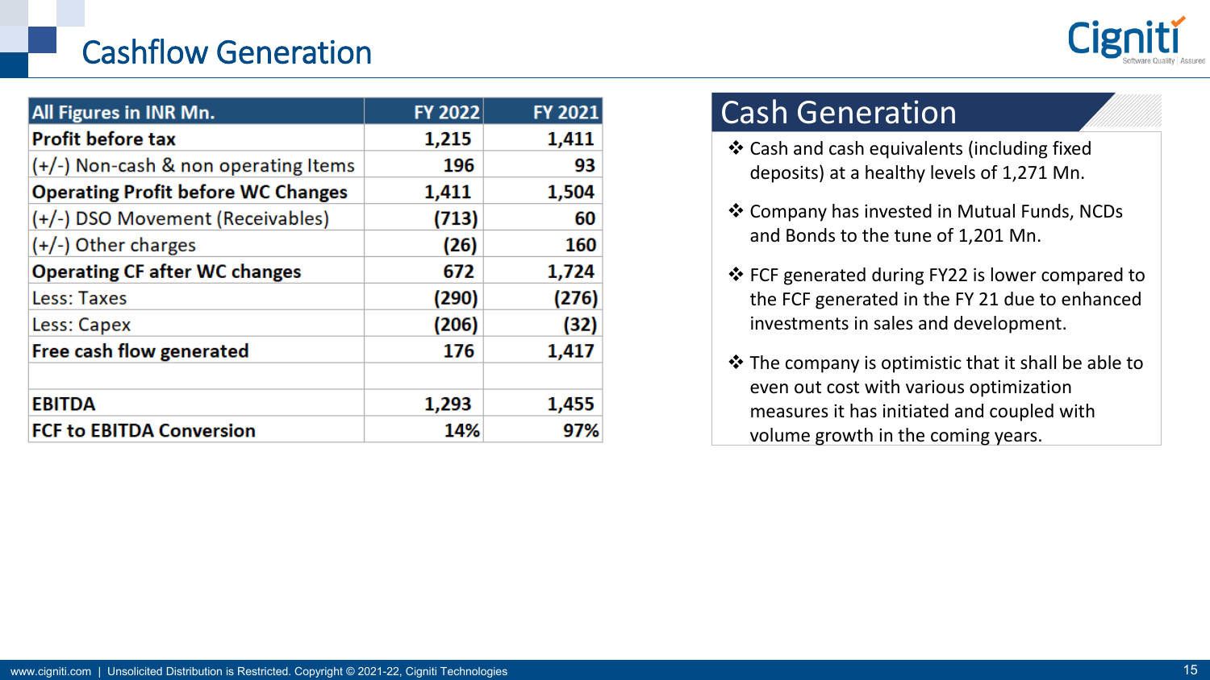# Cashflow Generation

| All Figures in INR Mn. | FY 2022 | FY 2021 |
|---|---|---|
| **Profit before tax** | **1,215** | **1,411** |
| (+/-) Non-cash & non operating Items | **196** | **93** |
| **Operating Profit before WC Changes** | **1,411** | **1,504** |
| (+/-) DSO Movement (Receivables) | **(713)** | **60** |
| (+/-) Other charges | **(26)** | **160** |
| **Operating CF after WC changes** | **672** | **1,724** |
| Less: Taxes | **(290)** | **(276)** |
| Less: Capex | **(206)** | **(32)** |
| **Free cash flow generated** | **176** | **1,417** |
| | | |
| **EBITDA** | **1,293** | **1,455** |
| **FCF to EBITDA Conversion** | **14%** | **97%** |

## Cash Generation

- Cash and cash equivalents (including fixed deposits) at a healthy levels of 1,271 Mn.
- Company has invested in Mutual Funds, NCDs and Bonds to the tune of 1,201 Mn.
- FCF generated during FY22 is lower compared to the FCF generated in the FY 21 due to enhanced investments in sales and development.
- The company is optimistic that it shall be able to even out cost with various optimization measures it has initiated and coupled with volume growth in the coming years.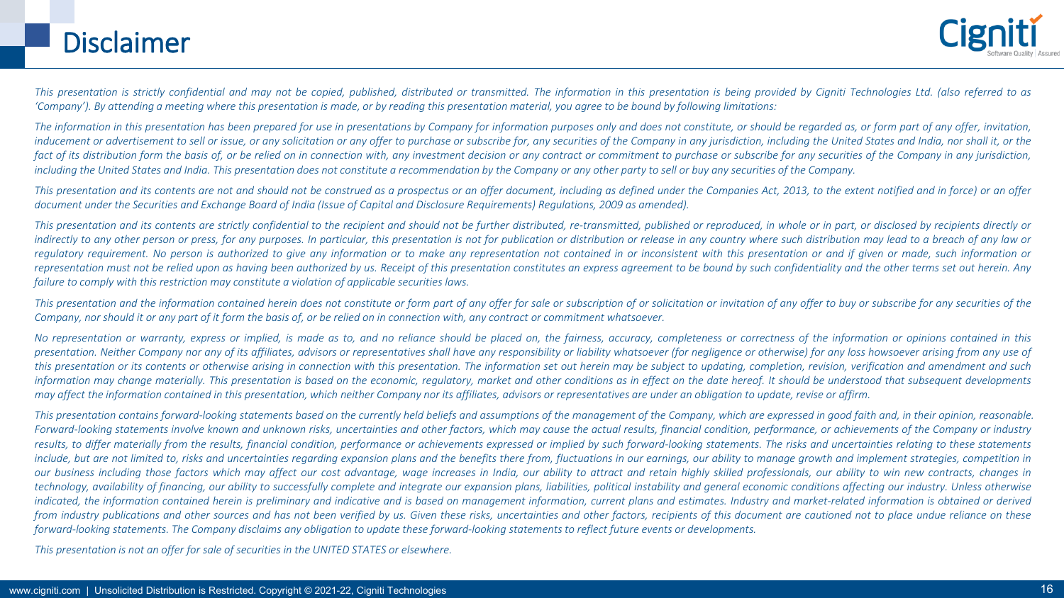# Disclaimer

*This presentation is strictly confidential and may not be copied, published, distributed or transmitted. The information in this presentation is being provided by Cigniti Technologies Ltd. (also referred to as 'Company'). By attending a meeting where this presentation is made, or by reading this presentation material, you agree to be bound by following limitations:*

*The information in this presentation has been prepared for use in presentations by Company for information purposes only and does not constitute, or should be regarded as, or form part of any offer, invitation, inducement or advertisement to sell or issue, or any solicitation or any offer to purchase or subscribe for, any securities of the Company in any jurisdiction, including the United States and India, nor shall it, or the fact of its distribution form the basis of, or be relied on in connection with, any investment decision or any contract or commitment to purchase or subscribe for any securities of the Company in any jurisdiction, including the United States and India. This presentation does not constitute a recommendation by the Company or any other party to sell or buy any securities of the Company.*

*This presentation and its contents are not and should not be construed as a prospectus or an offer document, including as defined under the Companies Act, 2013, to the extent notified and in force) or an offer document under the Securities and Exchange Board of India (Issue of Capital and Disclosure Requirements) Regulations, 2009 as amended).*

*This presentation and its contents are strictly confidential to the recipient and should not be further distributed, re-transmitted, published or reproduced, in whole or in part, or disclosed by recipients directly or indirectly to any other person or press, for any purposes. In particular, this presentation is not for publication or distribution or release in any country where such distribution may lead to a breach of any law or regulatory requirement. No person is authorized to give any information or to make any representation not contained in or inconsistent with this presentation or and if given or made, such information or representation must not be relied upon as having been authorized by us. Receipt of this presentation constitutes an express agreement to be bound by such confidentiality and the other terms set out herein. Any failure to comply with this restriction may constitute a violation of applicable securities laws.*

*This presentation and the information contained herein does not constitute or form part of any offer for sale or subscription of or solicitation or invitation of any offer to buy or subscribe for any securities of the Company, nor should it or any part of it form the basis of, or be relied on in connection with, any contract or commitment whatsoever.*

*No representation or warranty, express or implied, is made as to, and no reliance should be placed on, the fairness, accuracy, completeness or correctness of the information or opinions contained in this presentation. Neither Company nor any of its affiliates, advisors or representatives shall have any responsibility or liability whatsoever (for negligence or otherwise) for any loss howsoever arising from any use of this presentation or its contents or otherwise arising in connection with this presentation. The information set out herein may be subject to updating, completion, revision, verification and amendment and such information may change materially. This presentation is based on the economic, regulatory, market and other conditions as in effect on the date hereof. It should be understood that subsequent developments may affect the information contained in this presentation, which neither Company nor its affiliates, advisors or representatives are under an obligation to update, revise or affirm.*

*This presentation contains forward-looking statements based on the currently held beliefs and assumptions of the management of the Company, which are expressed in good faith and, in their opinion, reasonable. Forward-looking statements involve known and unknown risks, uncertainties and other factors, which may cause the actual results, financial condition, performance, or achievements of the Company or industry results, to differ materially from the results, financial condition, performance or achievements expressed or implied by such forward-looking statements. The risks and uncertainties relating to these statements include, but are not limited to, risks and uncertainties regarding expansion plans and the benefits there from, fluctuations in our earnings, our ability to manage growth and implement strategies, competition in our business including those factors which may affect our cost advantage, wage increases in India, our ability to attract and retain highly skilled professionals, our ability to win new contracts, changes in technology, availability of financing, our ability to successfully complete and integrate our expansion plans, liabilities, political instability and general economic conditions affecting our industry. Unless otherwise indicated, the information contained herein is preliminary and indicative and is based on management information, current plans and estimates. Industry and market-related information is obtained or derived from industry publications and other sources and has not been verified by us. Given these risks, uncertainties and other factors, recipients of this document are cautioned not to place undue reliance on these forward-looking statements. The Company disclaims any obligation to update these forward-looking statements to reflect future events or developments.*

*This presentation is not an offer for sale of securities in the UNITED STATES or elsewhere.*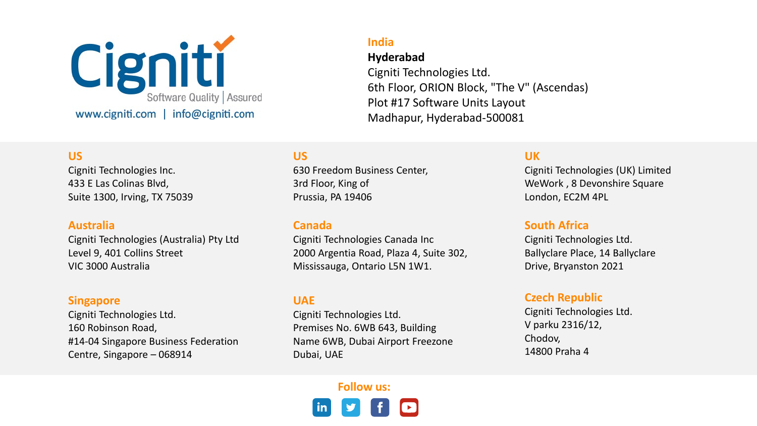Cigniti

Software Quality | Assured

www.cigniti.com | info@cigniti.com

## India

**Hyderabad**

Cigniti Technologies Ltd.
6th Floor, ORION Block, "The V" (Ascendas)
Plot #17 Software Units Layout
Madhapur, Hyderabad-500081

## US

Cigniti Technologies Inc.
433 E Las Colinas Blvd,
Suite 1300, Irving, TX 75039

## US

630 Freedom Business Center,
3rd Floor, King of
Prussia, PA 19406

## UK

Cigniti Technologies (UK) Limited
WeWork , 8 Devonshire Square
London, EC2M 4PL

## Australia

Cigniti Technologies (Australia) Pty Ltd
Level 9, 401 Collins Street
VIC 3000 Australia

## Canada

Cigniti Technologies Canada Inc
2000 Argentia Road, Plaza 4, Suite 302,
Mississauga, Ontario L5N 1W1.

## South Africa

Cigniti Technologies Ltd.
Ballyclare Place, 14 Ballyclare
Drive, Bryanston 2021

## Singapore

Cigniti Technologies Ltd.
160 Robinson Road,
#14-04 Singapore Business Federation
Centre, Singapore – 068914

## UAE

Cigniti Technologies Ltd.
Premises No. 6WB 643, Building
Name 6WB, Dubai Airport Freezone
Dubai, UAE

## Czech Republic

Cigniti Technologies Ltd.
V parku 2316/12,
Chodov,
14800 Praha 4

**Follow us:**